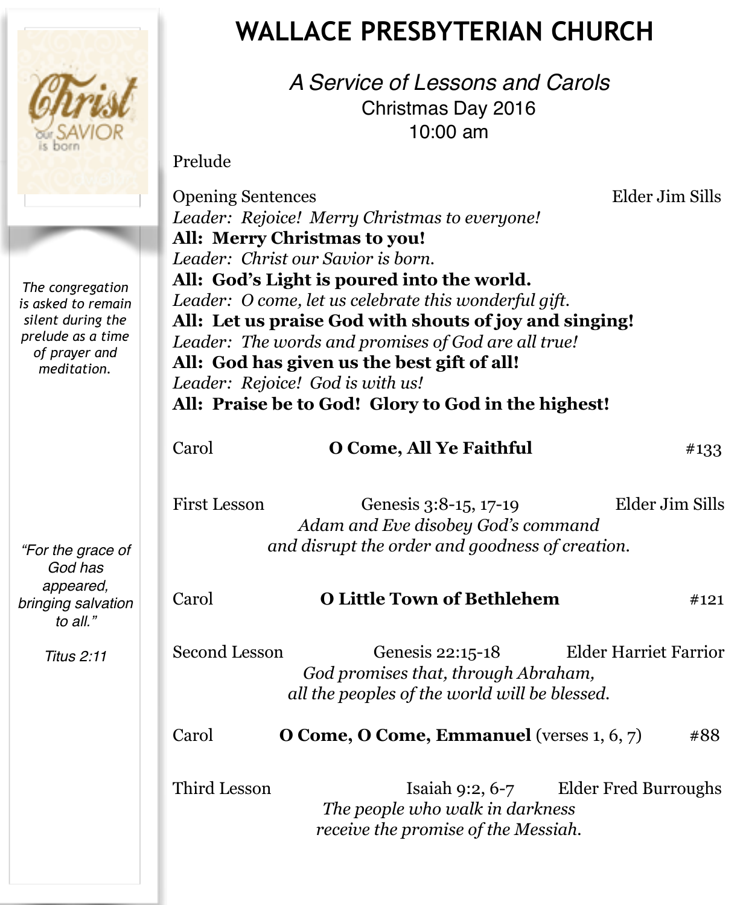# WALLACE PRESBYTERIAN CHURCH

*A Service of Lessons and Carols*
Christmas Day 2016
10:00 am

*The congregation is asked to remain silent during the prelude as a time of prayer and meditation.*

Prelude

Opening Sentences — Elder Jim Sills

*Leader: Rejoice! Merry Christmas to everyone!*
**All: Merry Christmas to you!**
*Leader: Christ our Savior is born.*
**All: God's Light is poured into the world.**
*Leader: O come, let us celebrate this wonderful gift.*
**All: Let us praise God with shouts of joy and singing!**
*Leader: The words and promises of God are all true!*
**All: God has given us the best gift of all!**
*Leader: Rejoice! God is with us!*
**All: Praise be to God! Glory to God in the highest!**

Carol — **O Come, All Ye Faithful** — #133

First Lesson — Genesis 3:8-15, 17-19 — Elder Jim Sills
*Adam and Eve disobey God's command and disrupt the order and goodness of creation.*

*"For the grace of God has appeared, bringing salvation to all."*

*Titus 2:11*

Carol — **O Little Town of Bethlehem** — #121

Second Lesson — Genesis 22:15-18 — Elder Harriet Farrior
*God promises that, through Abraham, all the peoples of the world will be blessed.*

Carol — **O Come, O Come, Emmanuel** (verses 1, 6, 7) — #88

Third Lesson — Isaiah 9:2, 6-7 — Elder Fred Burroughs
*The people who walk in darkness receive the promise of the Messiah.*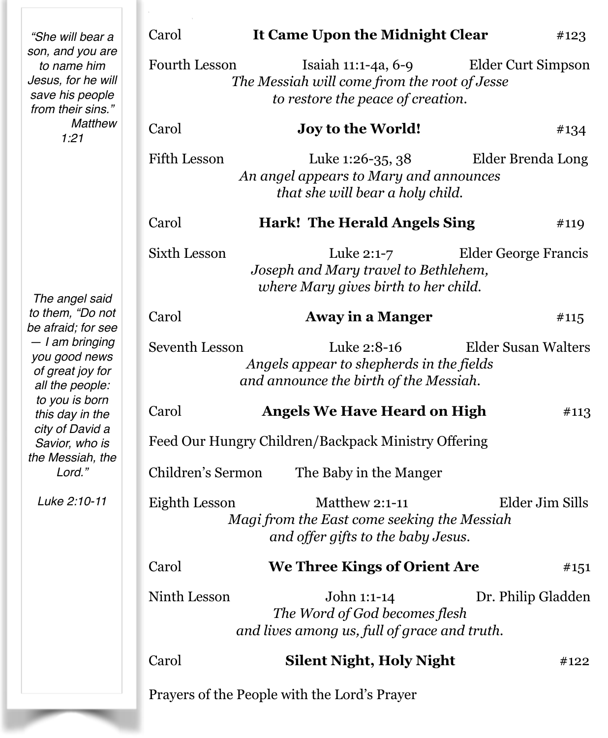> "She will bear a son, and you are to name him Jesus, for he will save his people from their sins."
> Matthew 1:21

Carol **It Came Upon the Midnight Clear** #123

Fourth Lesson Isaiah 11:1-4a, 6-9 Elder Curt Simpson

*The Messiah will come from the root of Jesse to restore the peace of creation.*

Carol **Joy to the World!** #134

Fifth Lesson Luke 1:26-35, 38 Elder Brenda Long

*An angel appears to Mary and announces that she will bear a holy child.*

Carol **Hark! The Herald Angels Sing** #119

Sixth Lesson Luke 2:1-7 Elder George Francis

*Joseph and Mary travel to Bethlehem, where Mary gives birth to her child.*

Carol **Away in a Manger** #115

Seventh Lesson Luke 2:8-16 Elder Susan Walters

*Angels appear to shepherds in the fields and announce the birth of the Messiah.*

Carol **Angels We Have Heard on High** #113

> *The angel said to them, "Do not be afraid; for see — I am bringing you good news of great joy for all the people: to you is born this day in the city of David a Savior, who is the Messiah, the Lord."*
>
> *Luke 2:10-11*

Feed Our Hungry Children/Backpack Ministry Offering

Children's Sermon The Baby in the Manger

Eighth Lesson Matthew 2:1-11 Elder Jim Sills

*Magi from the East come seeking the Messiah and offer gifts to the baby Jesus.*

Carol **We Three Kings of Orient Are** #151

Ninth Lesson John 1:1-14 Dr. Philip Gladden

*The Word of God becomes flesh and lives among us, full of grace and truth.*

Carol **Silent Night, Holy Night** #122

Prayers of the People with the Lord's Prayer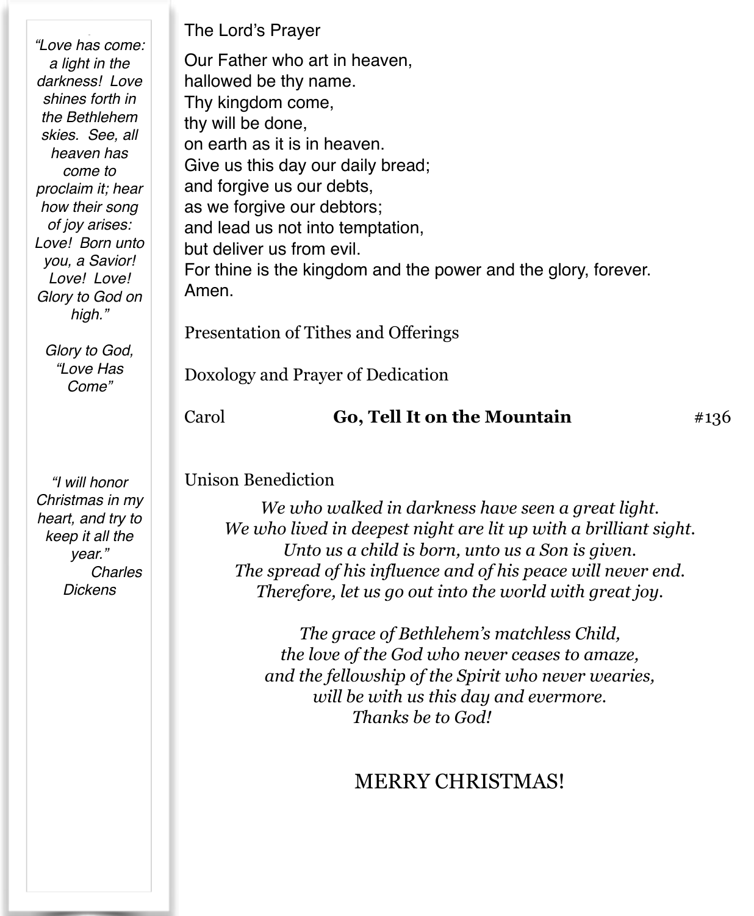*"Love has come: a light in the darkness! Love shines forth in the Bethlehem skies. See, all heaven has come to proclaim it; hear how their song of joy arises: Love! Born unto you, a Savior! Love! Love! Glory to God on high."*

*Glory to God, "Love Has Come"*

*"I will honor Christmas in my heart, and try to keep it all the year."*
*Charles Dickens*

The Lord's Prayer

Our Father who art in heaven,
hallowed be thy name.
Thy kingdom come,
thy will be done,
on earth as it is in heaven.
Give us this day our daily bread;
and forgive us our debts,
as we forgive our debtors;
and lead us not into temptation,
but deliver us from evil.
For thine is the kingdom and the power and the glory, forever.
Amen.

Presentation of Tithes and Offerings

Doxology and Prayer of Dedication

Carol **Go, Tell It on the Mountain** #136

Unison Benediction

*We who walked in darkness have seen a great light.*
*We who lived in deepest night are lit up with a brilliant sight.*
*Unto us a child is born, unto us a Son is given.*
*The spread of his influence and of his peace will never end.*
*Therefore, let us go out into the world with great joy.*

*The grace of Bethlehem's matchless Child,*
*the love of the God who never ceases to amaze,*
*and the fellowship of the Spirit who never wearies,*
*will be with us this day and evermore.*
*Thanks be to God!*

MERRY CHRISTMAS!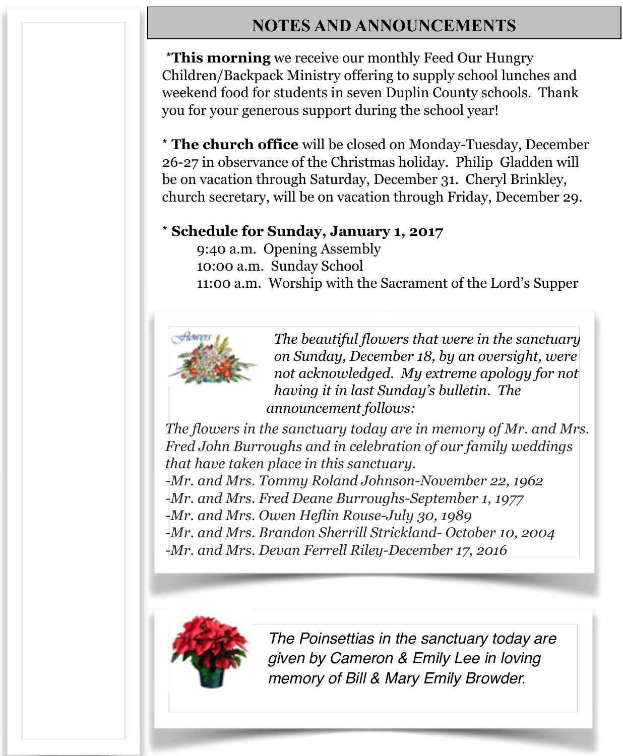## NOTES AND ANNOUNCEMENTS

***This morning** we receive our monthly Feed Our Hungry Children/Backpack Ministry offering to supply school lunches and weekend food for students in seven Duplin County schools. Thank you for your generous support during the school year!

* **The church office** will be closed on Monday-Tuesday, December 26-27 in observance of the Christmas holiday. Philip Gladden will be on vacation through Saturday, December 31. Cheryl Brinkley, church secretary, will be on vacation through Friday, December 29.

* **Schedule for Sunday, January 1, 2017**

9:40 a.m. Opening Assembly
10:00 a.m. Sunday School
11:00 a.m. Worship with the Sacrament of the Lord's Supper

*The beautiful flowers that were in the sanctuary on Sunday, December 18, by an oversight, were not acknowledged. My extreme apology for not having it in last Sunday's bulletin. The announcement follows:*

*The flowers in the sanctuary today are in memory of Mr. and Mrs. Fred John Burroughs and in celebration of our family weddings that have taken place in this sanctuary.*

*-Mr. and Mrs. Tommy Roland Johnson-November 22, 1962*
*-Mr. and Mrs. Fred Deane Burroughs-September 1, 1977*
*-Mr. and Mrs. Owen Heflin Rouse-July 30, 1989*
*-Mr. and Mrs. Brandon Sherrill Strickland- October 10, 2004*
*-Mr. and Mrs. Devan Ferrell Riley-December 17, 2016*

*The Poinsettias in the sanctuary today are given by Cameron & Emily Lee in loving memory of Bill & Mary Emily Browder.*